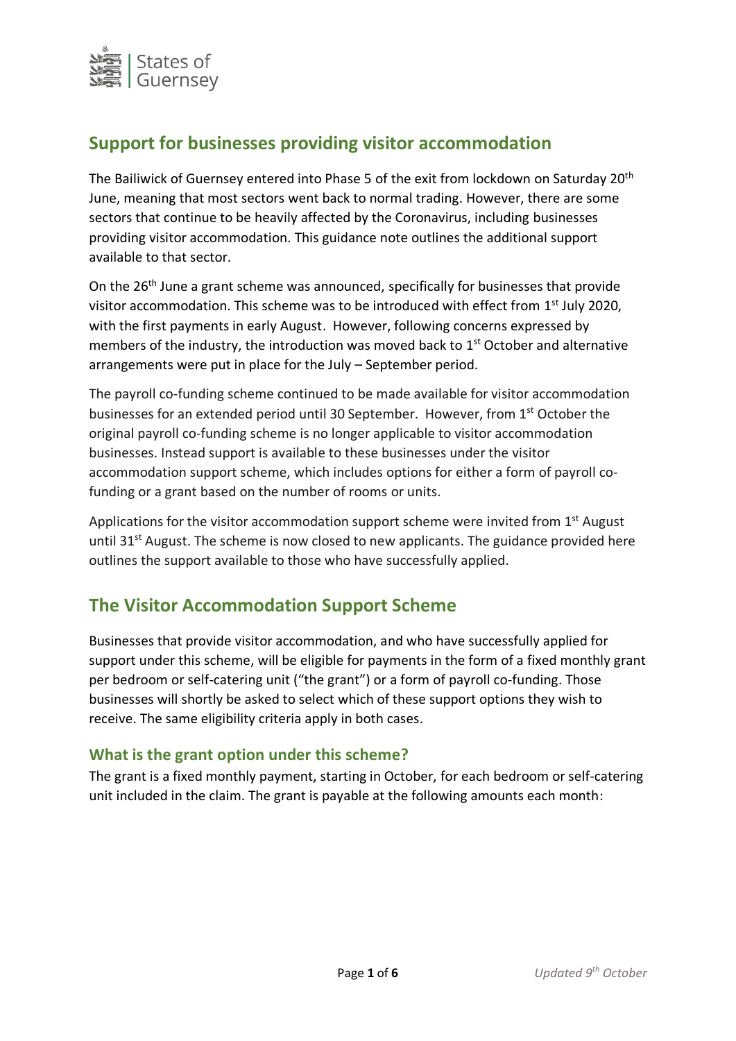## Support for businesses providing visitor accommodation

The Bailiwick of Guernsey entered into Phase 5 of the exit from lockdown on Saturday 20th June, meaning that most sectors went back to normal trading. However, there are some sectors that continue to be heavily affected by the Coronavirus, including businesses providing visitor accommodation. This guidance note outlines the additional support available to that sector.

On the 26th June a grant scheme was announced, specifically for businesses that provide visitor accommodation. This scheme was to be introduced with effect from 1st July 2020, with the first payments in early August. However, following concerns expressed by members of the industry, the introduction was moved back to 1st October and alternative arrangements were put in place for the July – September period.

The payroll co-funding scheme continued to be made available for visitor accommodation businesses for an extended period until 30 September. However, from 1st October the original payroll co-funding scheme is no longer applicable to visitor accommodation businesses. Instead support is available to these businesses under the visitor accommodation support scheme, which includes options for either a form of payroll co-funding or a grant based on the number of rooms or units.

Applications for the visitor accommodation support scheme were invited from 1st August until 31st August. The scheme is now closed to new applicants. The guidance provided here outlines the support available to those who have successfully applied.

## The Visitor Accommodation Support Scheme

Businesses that provide visitor accommodation, and who have successfully applied for support under this scheme, will be eligible for payments in the form of a fixed monthly grant per bedroom or self-catering unit ("the grant") or a form of payroll co-funding. Those businesses will shortly be asked to select which of these support options they wish to receive. The same eligibility criteria apply in both cases.

### What is the grant option under this scheme?

The grant is a fixed monthly payment, starting in October, for each bedroom or self-catering unit included in the claim. The grant is payable at the following amounts each month: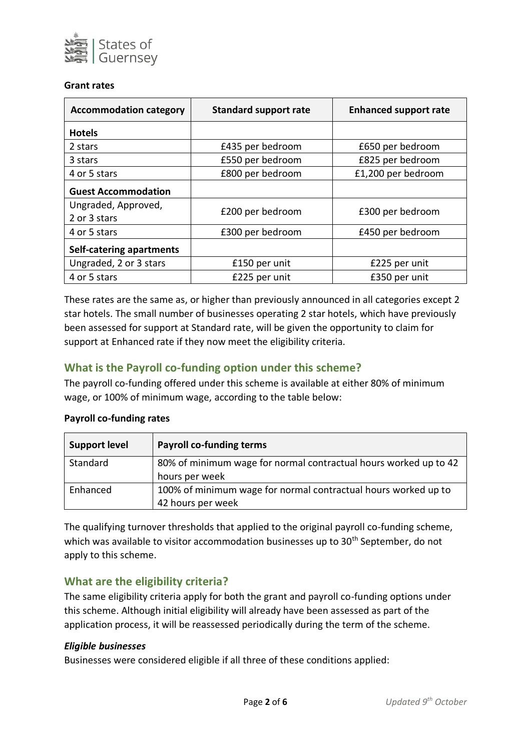**Grant rates**

| Accommodation category | Standard support rate | Enhanced support rate |
|---|---|---|
| **Hotels** | | |
| 2 stars | £435 per bedroom | £650 per bedroom |
| 3 stars | £550 per bedroom | £825 per bedroom |
| 4 or 5 stars | £800 per bedroom | £1,200 per bedroom |
| **Guest Accommodation** | | |
| Ungraded, Approved, 2 or 3 stars | £200 per bedroom | £300 per bedroom |
| 4 or 5 stars | £300 per bedroom | £450 per bedroom |
| **Self-catering apartments** | | |
| Ungraded, 2 or 3 stars | £150 per unit | £225 per unit |
| 4 or 5 stars | £225 per unit | £350 per unit |

These rates are the same as, or higher than previously announced in all categories except 2 star hotels. The small number of businesses operating 2 star hotels, which have previously been assessed for support at Standard rate, will be given the opportunity to claim for support at Enhanced rate if they now meet the eligibility criteria.

## What is the Payroll co-funding option under this scheme?

The payroll co-funding offered under this scheme is available at either 80% of minimum wage, or 100% of minimum wage, according to the table below:

**Payroll co-funding rates**

| Support level | Payroll co-funding terms |
|---|---|
| Standard | 80% of minimum wage for normal contractual hours worked up to 42 hours per week |
| Enhanced | 100% of minimum wage for normal contractual hours worked up to 42 hours per week |

The qualifying turnover thresholds that applied to the original payroll co-funding scheme, which was available to visitor accommodation businesses up to 30th September, do not apply to this scheme.

## What are the eligibility criteria?

The same eligibility criteria apply for both the grant and payroll co-funding options under this scheme. Although initial eligibility will already have been assessed as part of the application process, it will be reassessed periodically during the term of the scheme.

***Eligible businesses***

Businesses were considered eligible if all three of these conditions applied: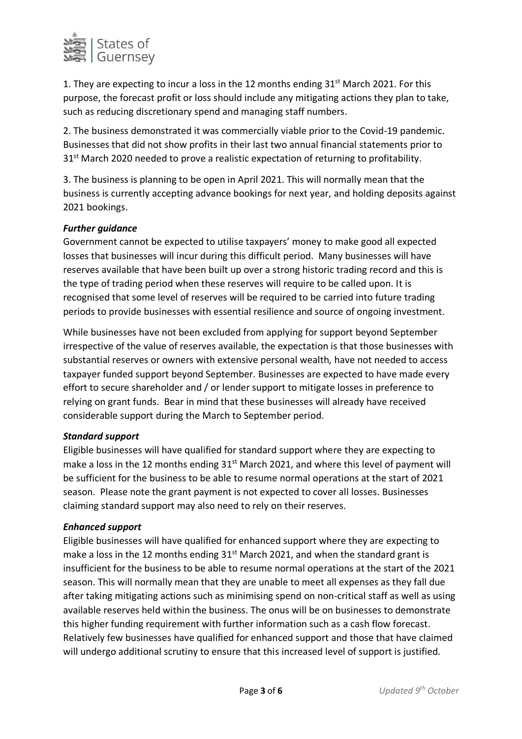1. They are expecting to incur a loss in the 12 months ending 31st March 2021. For this purpose, the forecast profit or loss should include any mitigating actions they plan to take, such as reducing discretionary spend and managing staff numbers.

2. The business demonstrated it was commercially viable prior to the Covid-19 pandemic. Businesses that did not show profits in their last two annual financial statements prior to 31st March 2020 needed to prove a realistic expectation of returning to profitability.

3. The business is planning to be open in April 2021. This will normally mean that the business is currently accepting advance bookings for next year, and holding deposits against 2021 bookings.

***Further guidance***

Government cannot be expected to utilise taxpayers' money to make good all expected losses that businesses will incur during this difficult period. Many businesses will have reserves available that have been built up over a strong historic trading record and this is the type of trading period when these reserves will require to be called upon. It is recognised that some level of reserves will be required to be carried into future trading periods to provide businesses with essential resilience and source of ongoing investment.

While businesses have not been excluded from applying for support beyond September irrespective of the value of reserves available, the expectation is that those businesses with substantial reserves or owners with extensive personal wealth, have not needed to access taxpayer funded support beyond September. Businesses are expected to have made every effort to secure shareholder and / or lender support to mitigate losses in preference to relying on grant funds. Bear in mind that these businesses will already have received considerable support during the March to September period.

***Standard support***

Eligible businesses will have qualified for standard support where they are expecting to make a loss in the 12 months ending 31st March 2021, and where this level of payment will be sufficient for the business to be able to resume normal operations at the start of 2021 season. Please note the grant payment is not expected to cover all losses. Businesses claiming standard support may also need to rely on their reserves.

***Enhanced support***

Eligible businesses will have qualified for enhanced support where they are expecting to make a loss in the 12 months ending 31st March 2021, and when the standard grant is insufficient for the business to be able to resume normal operations at the start of the 2021 season. This will normally mean that they are unable to meet all expenses as they fall due after taking mitigating actions such as minimising spend on non-critical staff as well as using available reserves held within the business. The onus will be on businesses to demonstrate this higher funding requirement with further information such as a cash flow forecast. Relatively few businesses have qualified for enhanced support and those that have claimed will undergo additional scrutiny to ensure that this increased level of support is justified.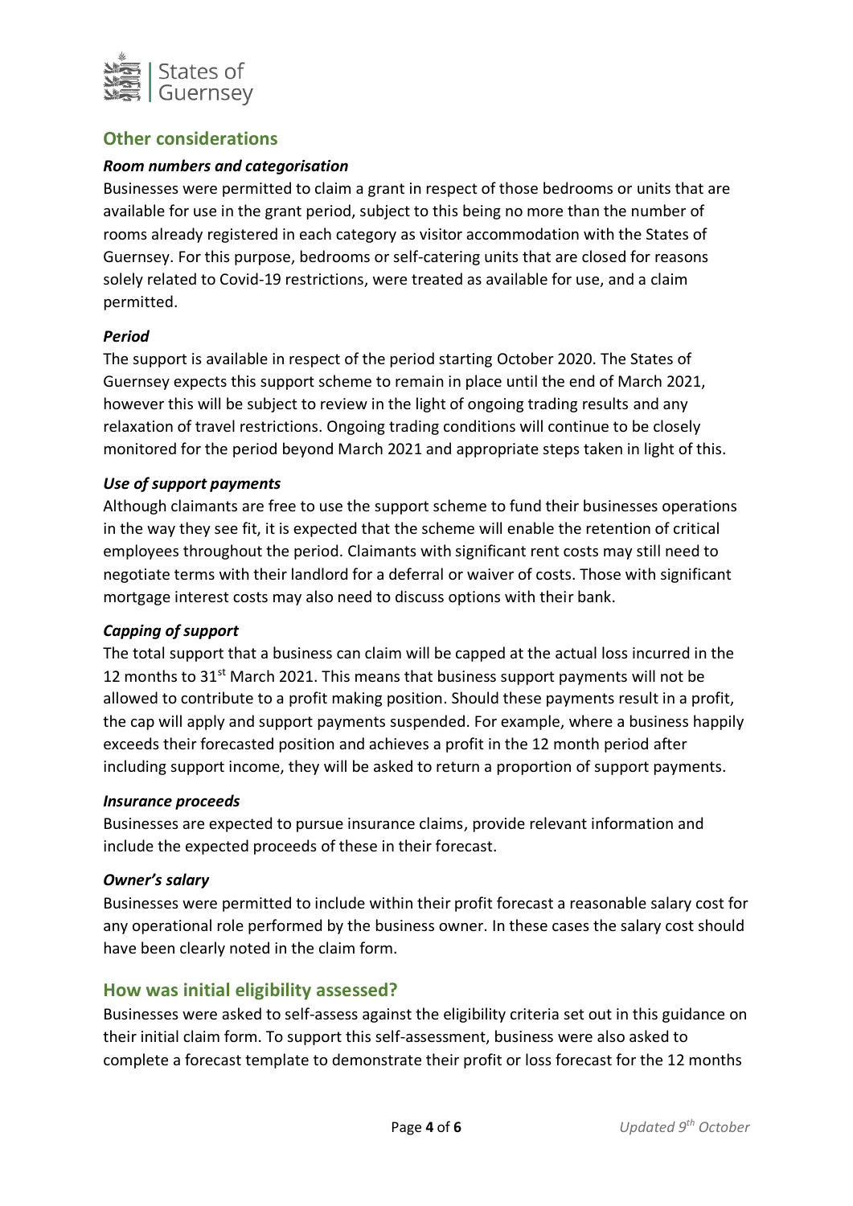## Other considerations

### *Room numbers and categorisation*

Businesses were permitted to claim a grant in respect of those bedrooms or units that are available for use in the grant period, subject to this being no more than the number of rooms already registered in each category as visitor accommodation with the States of Guernsey. For this purpose, bedrooms or self-catering units that are closed for reasons solely related to Covid-19 restrictions, were treated as available for use, and a claim permitted.

### *Period*

The support is available in respect of the period starting October 2020. The States of Guernsey expects this support scheme to remain in place until the end of March 2021, however this will be subject to review in the light of ongoing trading results and any relaxation of travel restrictions. Ongoing trading conditions will continue to be closely monitored for the period beyond March 2021 and appropriate steps taken in light of this.

### *Use of support payments*

Although claimants are free to use the support scheme to fund their businesses operations in the way they see fit, it is expected that the scheme will enable the retention of critical employees throughout the period. Claimants with significant rent costs may still need to negotiate terms with their landlord for a deferral or waiver of costs. Those with significant mortgage interest costs may also need to discuss options with their bank.

### *Capping of support*

The total support that a business can claim will be capped at the actual loss incurred in the 12 months to 31st March 2021. This means that business support payments will not be allowed to contribute to a profit making position. Should these payments result in a profit, the cap will apply and support payments suspended. For example, where a business happily exceeds their forecasted position and achieves a profit in the 12 month period after including support income, they will be asked to return a proportion of support payments.

### *Insurance proceeds*

Businesses are expected to pursue insurance claims, provide relevant information and include the expected proceeds of these in their forecast.

### *Owner's salary*

Businesses were permitted to include within their profit forecast a reasonable salary cost for any operational role performed by the business owner. In these cases the salary cost should have been clearly noted in the claim form.

## How was initial eligibility assessed?

Businesses were asked to self-assess against the eligibility criteria set out in this guidance on their initial claim form. To support this self-assessment, business were also asked to complete a forecast template to demonstrate their profit or loss forecast for the 12 months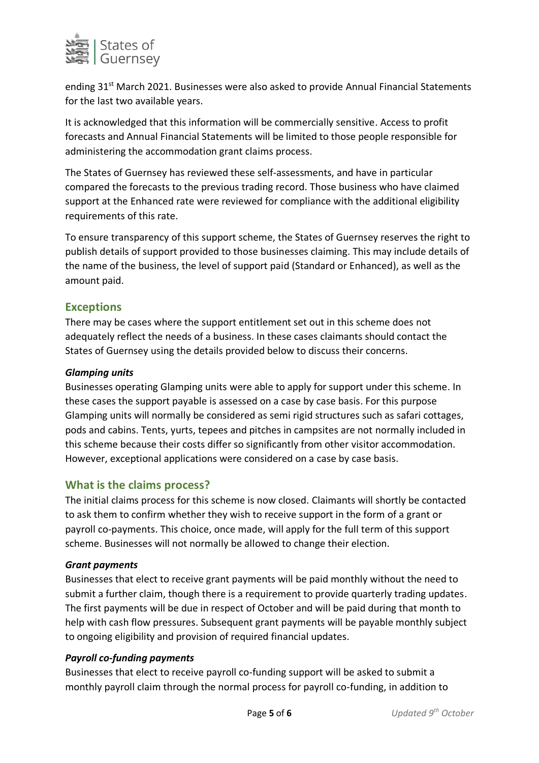ending 31st March 2021. Businesses were also asked to provide Annual Financial Statements for the last two available years.

It is acknowledged that this information will be commercially sensitive. Access to profit forecasts and Annual Financial Statements will be limited to those people responsible for administering the accommodation grant claims process.

The States of Guernsey has reviewed these self-assessments, and have in particular compared the forecasts to the previous trading record. Those business who have claimed support at the Enhanced rate were reviewed for compliance with the additional eligibility requirements of this rate.

To ensure transparency of this support scheme, the States of Guernsey reserves the right to publish details of support provided to those businesses claiming. This may include details of the name of the business, the level of support paid (Standard or Enhanced), as well as the amount paid.

## Exceptions

There may be cases where the support entitlement set out in this scheme does not adequately reflect the needs of a business. In these cases claimants should contact the States of Guernsey using the details provided below to discuss their concerns.

#### *Glamping units*

Businesses operating Glamping units were able to apply for support under this scheme. In these cases the support payable is assessed on a case by case basis. For this purpose Glamping units will normally be considered as semi rigid structures such as safari cottages, pods and cabins. Tents, yurts, tepees and pitches in campsites are not normally included in this scheme because their costs differ so significantly from other visitor accommodation. However, exceptional applications were considered on a case by case basis.

## What is the claims process?

The initial claims process for this scheme is now closed. Claimants will shortly be contacted to ask them to confirm whether they wish to receive support in the form of a grant or payroll co-payments. This choice, once made, will apply for the full term of this support scheme. Businesses will not normally be allowed to change their election.

#### *Grant payments*

Businesses that elect to receive grant payments will be paid monthly without the need to submit a further claim, though there is a requirement to provide quarterly trading updates. The first payments will be due in respect of October and will be paid during that month to help with cash flow pressures. Subsequent grant payments will be payable monthly subject to ongoing eligibility and provision of required financial updates.

#### *Payroll co-funding payments*

Businesses that elect to receive payroll co-funding support will be asked to submit a monthly payroll claim through the normal process for payroll co-funding, in addition to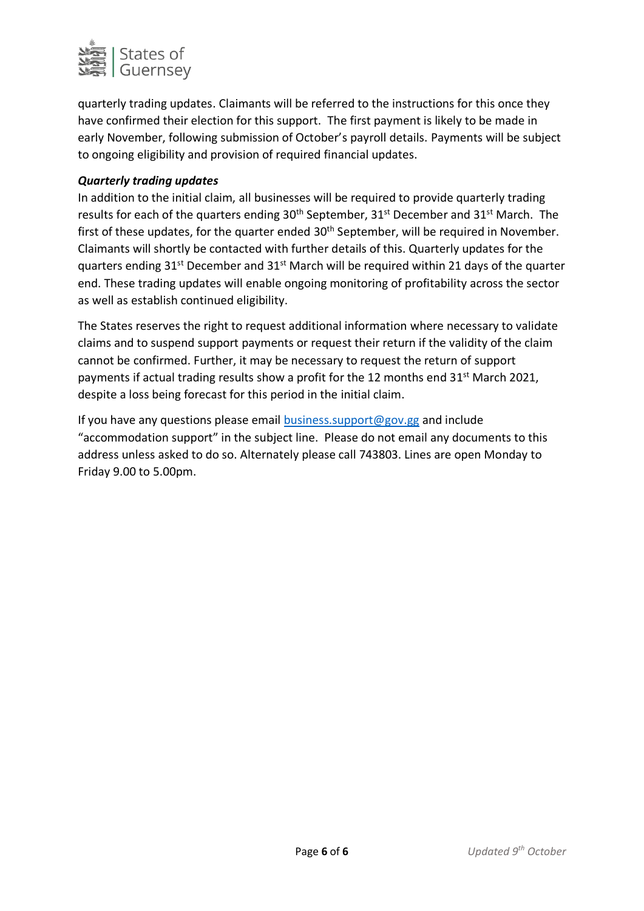quarterly trading updates. Claimants will be referred to the instructions for this once they have confirmed their election for this support. The first payment is likely to be made in early November, following submission of October's payroll details. Payments will be subject to ongoing eligibility and provision of required financial updates.

***Quarterly trading updates***

In addition to the initial claim, all businesses will be required to provide quarterly trading results for each of the quarters ending 30th September, 31st December and 31st March. The first of these updates, for the quarter ended 30th September, will be required in November. Claimants will shortly be contacted with further details of this. Quarterly updates for the quarters ending 31st December and 31st March will be required within 21 days of the quarter end. These trading updates will enable ongoing monitoring of profitability across the sector as well as establish continued eligibility.

The States reserves the right to request additional information where necessary to validate claims and to suspend support payments or request their return if the validity of the claim cannot be confirmed. Further, it may be necessary to request the return of support payments if actual trading results show a profit for the 12 months end 31st March 2021, despite a loss being forecast for this period in the initial claim.

If you have any questions please email [business.support@gov.gg](mailto:business.support@gov.gg) and include "accommodation support" in the subject line. Please do not email any documents to this address unless asked to do so. Alternately please call 743803. Lines are open Monday to Friday 9.00 to 5.00pm.

*Updated 9th October*